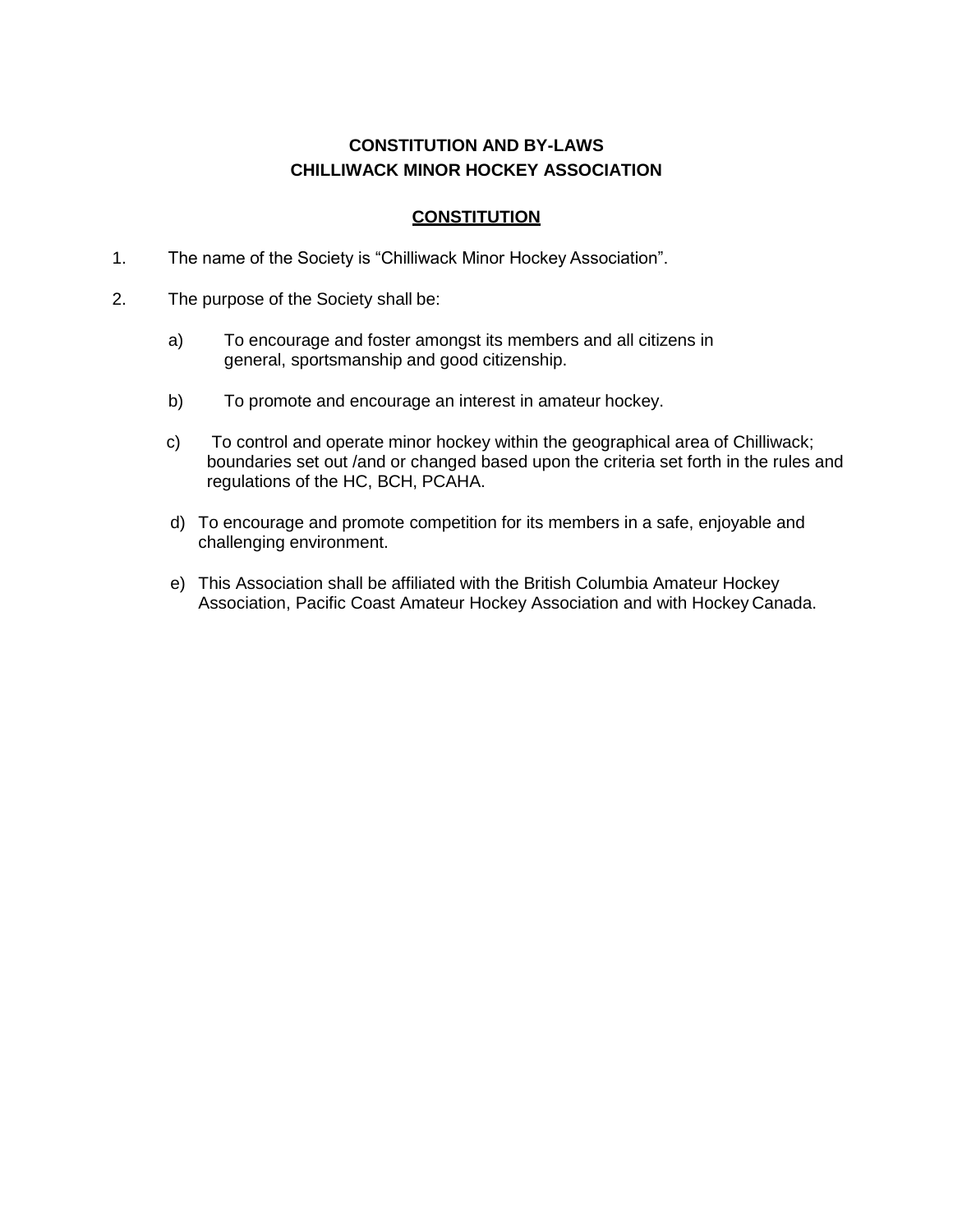# CONSTITUTION AND BY-LAWS
# CHILLIWACK MINOR HOCKEY ASSOCIATION

## CONSTITUTION

1. The name of the Society is "Chilliwack Minor Hockey Association".

2. The purpose of the Society shall be:

   a) To encourage and foster amongst its members and all citizens in general, sportsmanship and good citizenship.

   b) To promote and encourage an interest in amateur hockey.

   c) To control and operate minor hockey within the geographical area of Chilliwack; boundaries set out /and or changed based upon the criteria set forth in the rules and regulations of the HC, BCH, PCAHA.

   d) To encourage and promote competition for its members in a safe, enjoyable and challenging environment.

   e) This Association shall be affiliated with the British Columbia Amateur Hockey Association, Pacific Coast Amateur Hockey Association and with Hockey Canada.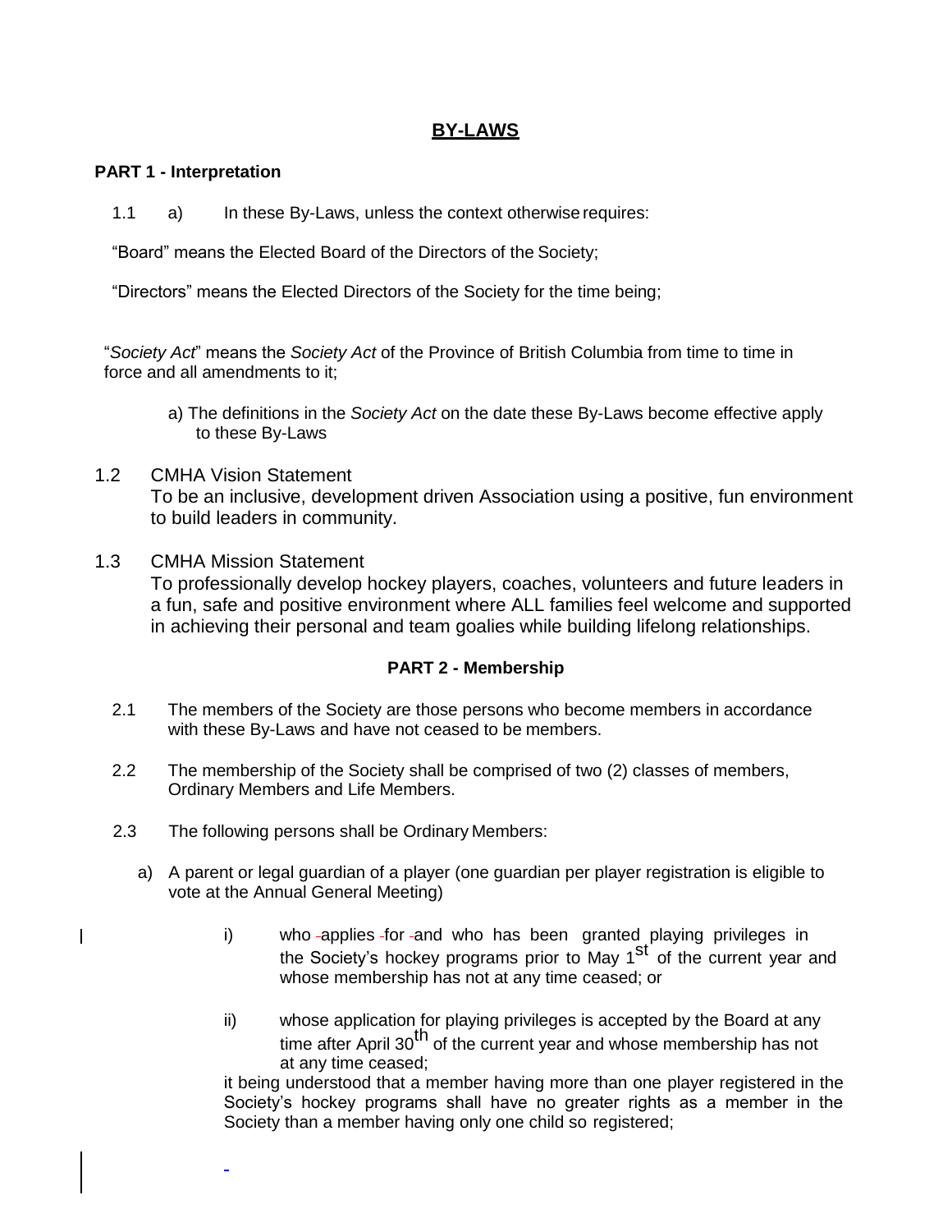# **BY-LAWS**

**PART 1 - Interpretation**

1.1 a) In these By-Laws, unless the context otherwise requires:

"Board" means the Elected Board of the Directors of the Society;

"Directors" means the Elected Directors of the Society for the time being;

"*Society Act*" means the *Society Act* of the Province of British Columbia from time to time in force and all amendments to it;

a) The definitions in the *Society Act* on the date these By-Laws become effective apply to these By-Laws

1.2 CMHA Vision Statement
To be an inclusive, development driven Association using a positive, fun environment to build leaders in community.

1.3 CMHA Mission Statement
To professionally develop hockey players, coaches, volunteers and future leaders in a fun, safe and positive environment where ALL families feel welcome and supported in achieving their personal and team goalies while building lifelong relationships.

**PART 2 - Membership**

2.1 The members of the Society are those persons who become members in accordance with these By-Laws and have not ceased to be members.

2.2 The membership of the Society shall be comprised of two (2) classes of members, Ordinary Members and Life Members.

2.3 The following persons shall be Ordinary Members:

a) A parent or legal guardian of a player (one guardian per player registration is eligible to vote at the Annual General Meeting)

i) who applies for and who has been granted playing privileges in the Society's hockey programs prior to May 1st of the current year and whose membership has not at any time ceased; or

ii) whose application for playing privileges is accepted by the Board at any time after April 30th of the current year and whose membership has not at any time ceased;

it being understood that a member having more than one player registered in the Society's hockey programs shall have no greater rights as a member in the Society than a member having only one child so registered;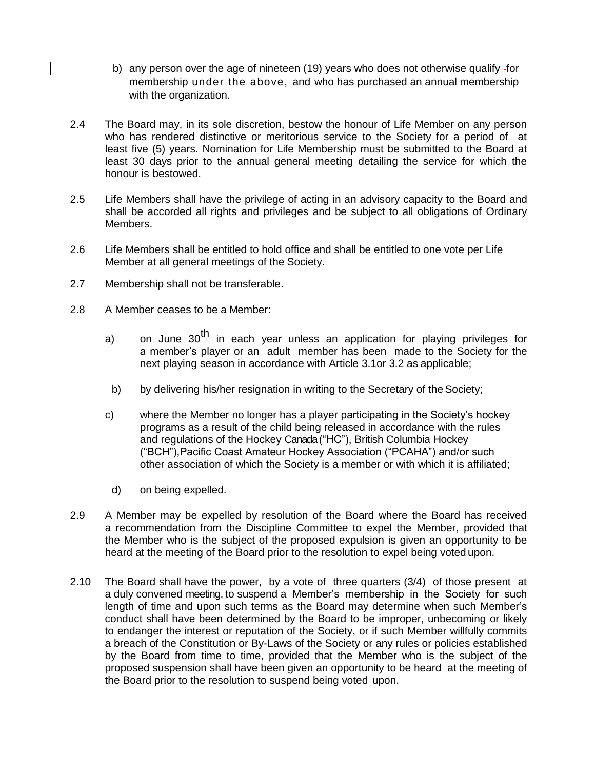b) any person over the age of nineteen (19) years who does not otherwise qualify for membership under the above, and who has purchased an annual membership with the organization.

2.4 The Board may, in its sole discretion, bestow the honour of Life Member on any person who has rendered distinctive or meritorious service to the Society for a period of at least five (5) years. Nomination for Life Membership must be submitted to the Board at least 30 days prior to the annual general meeting detailing the service for which the honour is bestowed.

2.5 Life Members shall have the privilege of acting in an advisory capacity to the Board and shall be accorded all rights and privileges and be subject to all obligations of Ordinary Members.

2.6 Life Members shall be entitled to hold office and shall be entitled to one vote per Life Member at all general meetings of the Society.

2.7 Membership shall not be transferable.

2.8 A Member ceases to be a Member:

a) on June 30th in each year unless an application for playing privileges for a member's player or an adult member has been made to the Society for the next playing season in accordance with Article 3.1or 3.2 as applicable;

b) by delivering his/her resignation in writing to the Secretary of the Society;

c) where the Member no longer has a player participating in the Society's hockey programs as a result of the child being released in accordance with the rules and regulations of the Hockey Canada ("HC"), British Columbia Hockey ("BCH"),Pacific Coast Amateur Hockey Association ("PCAHA") and/or such other association of which the Society is a member or with which it is affiliated;

d) on being expelled.

2.9 A Member may be expelled by resolution of the Board where the Board has received a recommendation from the Discipline Committee to expel the Member, provided that the Member who is the subject of the proposed expulsion is given an opportunity to be heard at the meeting of the Board prior to the resolution to expel being voted upon.

2.10 The Board shall have the power, by a vote of three quarters (3/4) of those present at a duly convened meeting, to suspend a Member's membership in the Society for such length of time and upon such terms as the Board may determine when such Member's conduct shall have been determined by the Board to be improper, unbecoming or likely to endanger the interest or reputation of the Society, or if such Member willfully commits a breach of the Constitution or By-Laws of the Society or any rules or policies established by the Board from time to time, provided that the Member who is the subject of the proposed suspension shall have been given an opportunity to be heard at the meeting of the Board prior to the resolution to suspend being voted upon.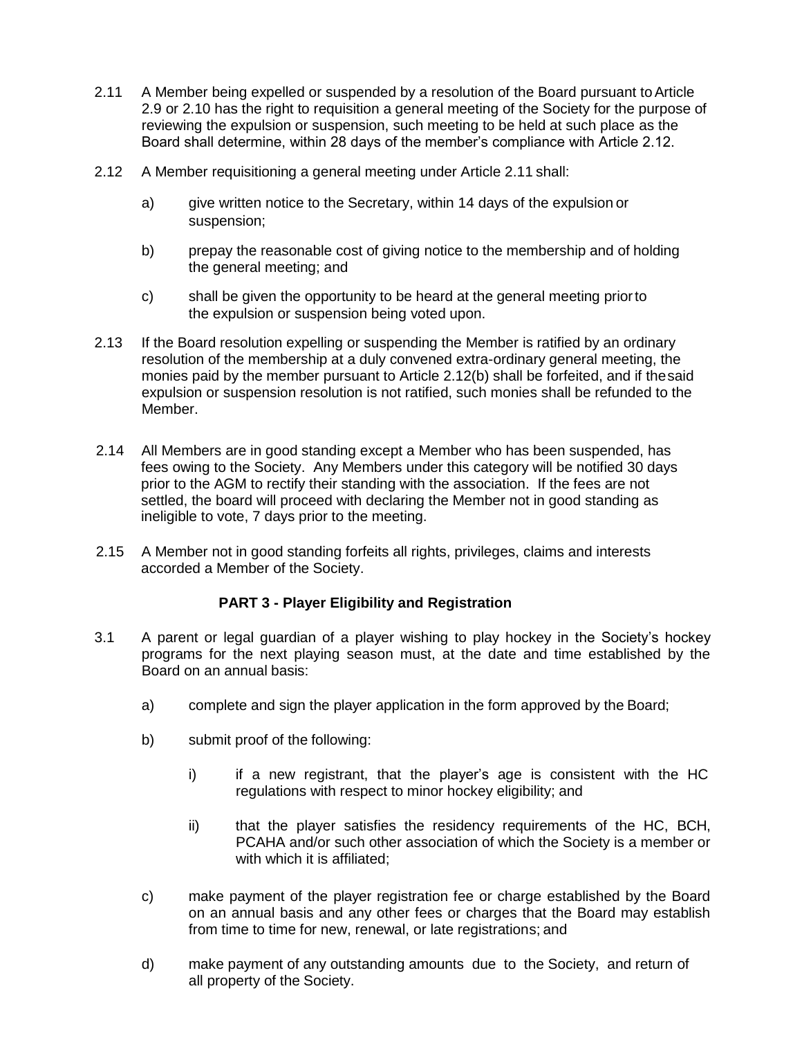2.11 A Member being expelled or suspended by a resolution of the Board pursuant to Article 2.9 or 2.10 has the right to requisition a general meeting of the Society for the purpose of reviewing the expulsion or suspension, such meeting to be held at such place as the Board shall determine, within 28 days of the member's compliance with Article 2.12.

2.12 A Member requisitioning a general meeting under Article 2.11 shall:

a) give written notice to the Secretary, within 14 days of the expulsion or suspension;

b) prepay the reasonable cost of giving notice to the membership and of holding the general meeting; and

c) shall be given the opportunity to be heard at the general meeting prior to the expulsion or suspension being voted upon.

2.13 If the Board resolution expelling or suspending the Member is ratified by an ordinary resolution of the membership at a duly convened extra-ordinary general meeting, the monies paid by the member pursuant to Article 2.12(b) shall be forfeited, and if the said expulsion or suspension resolution is not ratified, such monies shall be refunded to the Member.

2.14 All Members are in good standing except a Member who has been suspended, has fees owing to the Society. Any Members under this category will be notified 30 days prior to the AGM to rectify their standing with the association. If the fees are not settled, the board will proceed with declaring the Member not in good standing as ineligible to vote, 7 days prior to the meeting.

2.15 A Member not in good standing forfeits all rights, privileges, claims and interests accorded a Member of the Society.

## PART 3 - Player Eligibility and Registration

3.1 A parent or legal guardian of a player wishing to play hockey in the Society's hockey programs for the next playing season must, at the date and time established by the Board on an annual basis:

a) complete and sign the player application in the form approved by the Board;

b) submit proof of the following:

i) if a new registrant, that the player's age is consistent with the HC regulations with respect to minor hockey eligibility; and

ii) that the player satisfies the residency requirements of the HC, BCH, PCAHA and/or such other association of which the Society is a member or with which it is affiliated;

c) make payment of the player registration fee or charge established by the Board on an annual basis and any other fees or charges that the Board may establish from time to time for new, renewal, or late registrations; and

d) make payment of any outstanding amounts due to the Society, and return of all property of the Society.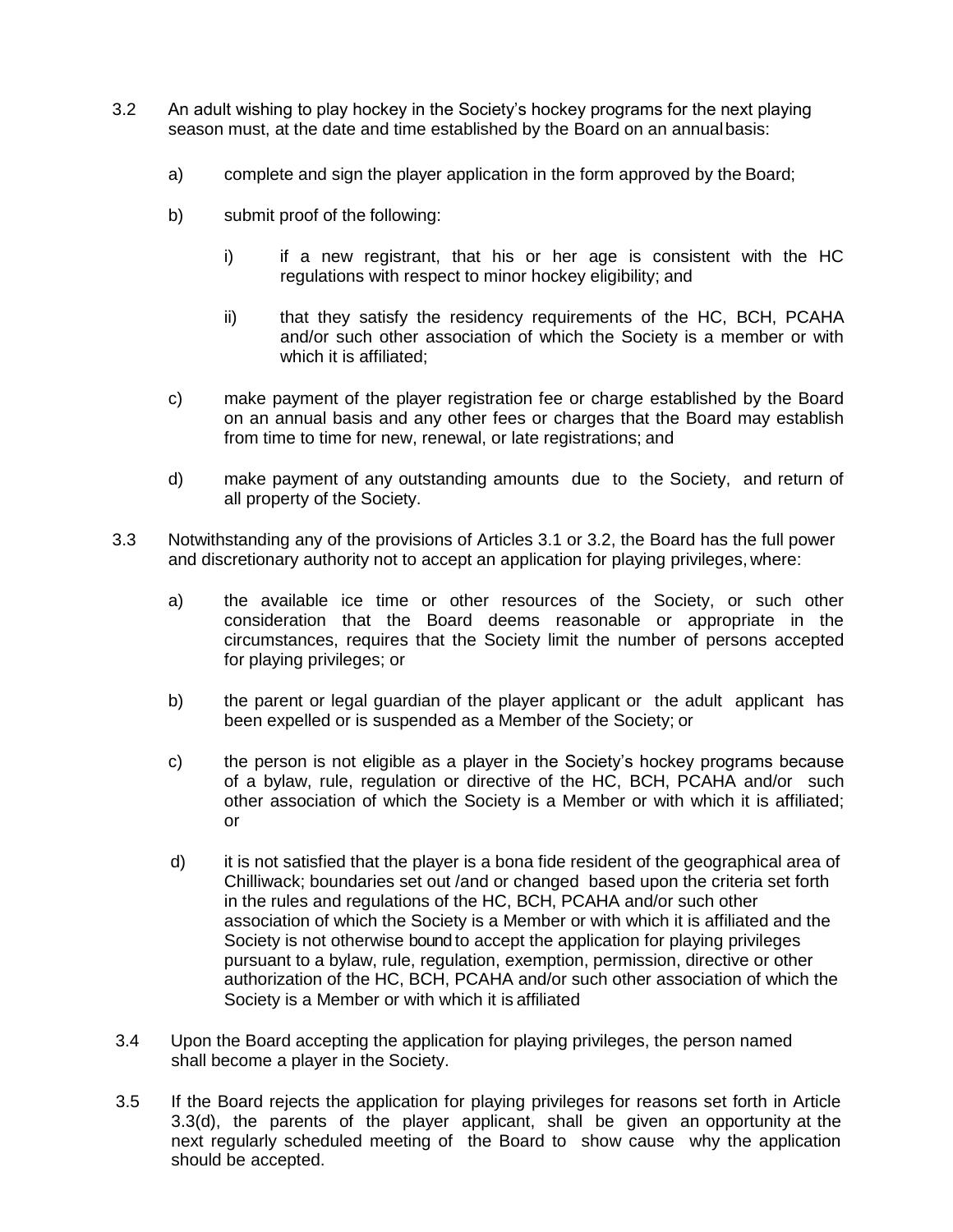3.2 An adult wishing to play hockey in the Society's hockey programs for the next playing season must, at the date and time established by the Board on an annual basis:

   a) complete and sign the player application in the form approved by the Board;

   b) submit proof of the following:

      i) if a new registrant, that his or her age is consistent with the HC regulations with respect to minor hockey eligibility; and

      ii) that they satisfy the residency requirements of the HC, BCH, PCAHA and/or such other association of which the Society is a member or with which it is affiliated;

   c) make payment of the player registration fee or charge established by the Board on an annual basis and any other fees or charges that the Board may establish from time to time for new, renewal, or late registrations; and

   d) make payment of any outstanding amounts due to the Society, and return of all property of the Society.

3.3 Notwithstanding any of the provisions of Articles 3.1 or 3.2, the Board has the full power and discretionary authority not to accept an application for playing privileges, where:

   a) the available ice time or other resources of the Society, or such other consideration that the Board deems reasonable or appropriate in the circumstances, requires that the Society limit the number of persons accepted for playing privileges; or

   b) the parent or legal guardian of the player applicant or the adult applicant has been expelled or is suspended as a Member of the Society; or

   c) the person is not eligible as a player in the Society's hockey programs because of a bylaw, rule, regulation or directive of the HC, BCH, PCAHA and/or such other association of which the Society is a Member or with which it is affiliated; or

   d) it is not satisfied that the player is a bona fide resident of the geographical area of Chilliwack; boundaries set out /and or changed based upon the criteria set forth in the rules and regulations of the HC, BCH, PCAHA and/or such other association of which the Society is a Member or with which it is affiliated and the Society is not otherwise bound to accept the application for playing privileges pursuant to a bylaw, rule, regulation, exemption, permission, directive or other authorization of the HC, BCH, PCAHA and/or such other association of which the Society is a Member or with which it is affiliated

3.4 Upon the Board accepting the application for playing privileges, the person named shall become a player in the Society.

3.5 If the Board rejects the application for playing privileges for reasons set forth in Article 3.3(d), the parents of the player applicant, shall be given an opportunity at the next regularly scheduled meeting of the Board to show cause why the application should be accepted.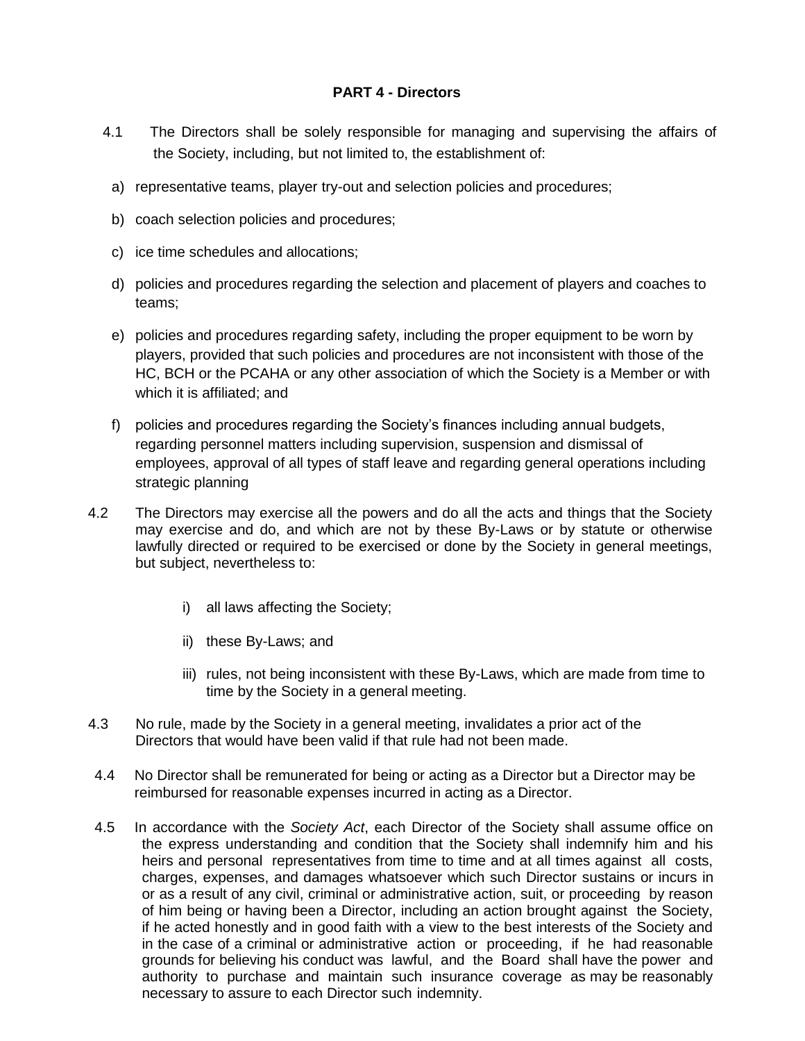**PART 4 - Directors**

4.1 The Directors shall be solely responsible for managing and supervising the affairs of the Society, including, but not limited to, the establishment of:

a) representative teams, player try-out and selection policies and procedures;

b) coach selection policies and procedures;

c) ice time schedules and allocations;

d) policies and procedures regarding the selection and placement of players and coaches to teams;

e) policies and procedures regarding safety, including the proper equipment to be worn by players, provided that such policies and procedures are not inconsistent with those of the HC, BCH or the PCAHA or any other association of which the Society is a Member or with which it is affiliated; and

f) policies and procedures regarding the Society's finances including annual budgets, regarding personnel matters including supervision, suspension and dismissal of employees, approval of all types of staff leave and regarding general operations including strategic planning

4.2 The Directors may exercise all the powers and do all the acts and things that the Society may exercise and do, and which are not by these By-Laws or by statute or otherwise lawfully directed or required to be exercised or done by the Society in general meetings, but subject, nevertheless to:

i) all laws affecting the Society;

ii) these By-Laws; and

iii) rules, not being inconsistent with these By-Laws, which are made from time to time by the Society in a general meeting.

4.3 No rule, made by the Society in a general meeting, invalidates a prior act of the Directors that would have been valid if that rule had not been made.

4.4 No Director shall be remunerated for being or acting as a Director but a Director may be reimbursed for reasonable expenses incurred in acting as a Director.

4.5 In accordance with the *Society Act*, each Director of the Society shall assume office on the express understanding and condition that the Society shall indemnify him and his heirs and personal representatives from time to time and at all times against all costs, charges, expenses, and damages whatsoever which such Director sustains or incurs in or as a result of any civil, criminal or administrative action, suit, or proceeding by reason of him being or having been a Director, including an action brought against the Society, if he acted honestly and in good faith with a view to the best interests of the Society and in the case of a criminal or administrative action or proceeding, if he had reasonable grounds for believing his conduct was lawful, and the Board shall have the power and authority to purchase and maintain such insurance coverage as may be reasonably necessary to assure to each Director such indemnity.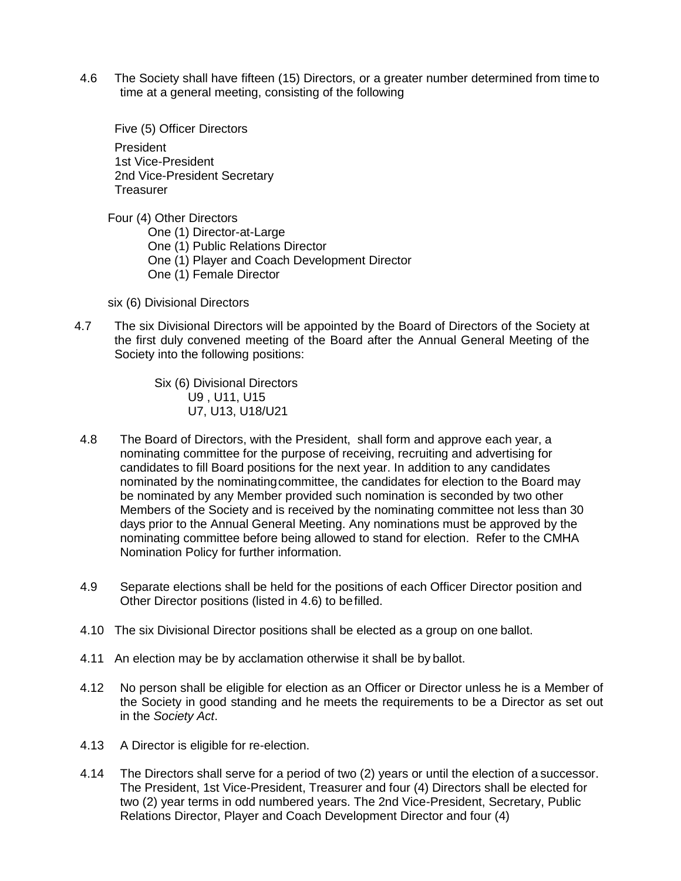4.6 The Society shall have fifteen (15) Directors, or a greater number determined from time to time at a general meeting, consisting of the following

Five (5) Officer Directors

President
1st Vice-President
2nd Vice-President Secretary
Treasurer

Four (4) Other Directors

One (1) Director-at-Large
One (1) Public Relations Director
One (1) Player and Coach Development Director
One (1) Female Director

six (6) Divisional Directors

4.7 The six Divisional Directors will be appointed by the Board of Directors of the Society at the first duly convened meeting of the Board after the Annual General Meeting of the Society into the following positions:

Six (6) Divisional Directors
U9 , U11, U15
U7, U13, U18/U21

4.8 The Board of Directors, with the President, shall form and approve each year, a nominating committee for the purpose of receiving, recruiting and advertising for candidates to fill Board positions for the next year. In addition to any candidates nominated by the nominating committee, the candidates for election to the Board may be nominated by any Member provided such nomination is seconded by two other Members of the Society and is received by the nominating committee not less than 30 days prior to the Annual General Meeting. Any nominations must be approved by the nominating committee before being allowed to stand for election. Refer to the CMHA Nomination Policy for further information.

4.9 Separate elections shall be held for the positions of each Officer Director position and Other Director positions (listed in 4.6) to be filled.

4.10 The six Divisional Director positions shall be elected as a group on one ballot.

4.11 An election may be by acclamation otherwise it shall be by ballot.

4.12 No person shall be eligible for election as an Officer or Director unless he is a Member of the Society in good standing and he meets the requirements to be a Director as set out in the *Society Act*.

4.13 A Director is eligible for re-election.

4.14 The Directors shall serve for a period of two (2) years or until the election of a successor. The President, 1st Vice-President, Treasurer and four (4) Directors shall be elected for two (2) year terms in odd numbered years. The 2nd Vice-President, Secretary, Public Relations Director, Player and Coach Development Director and four (4)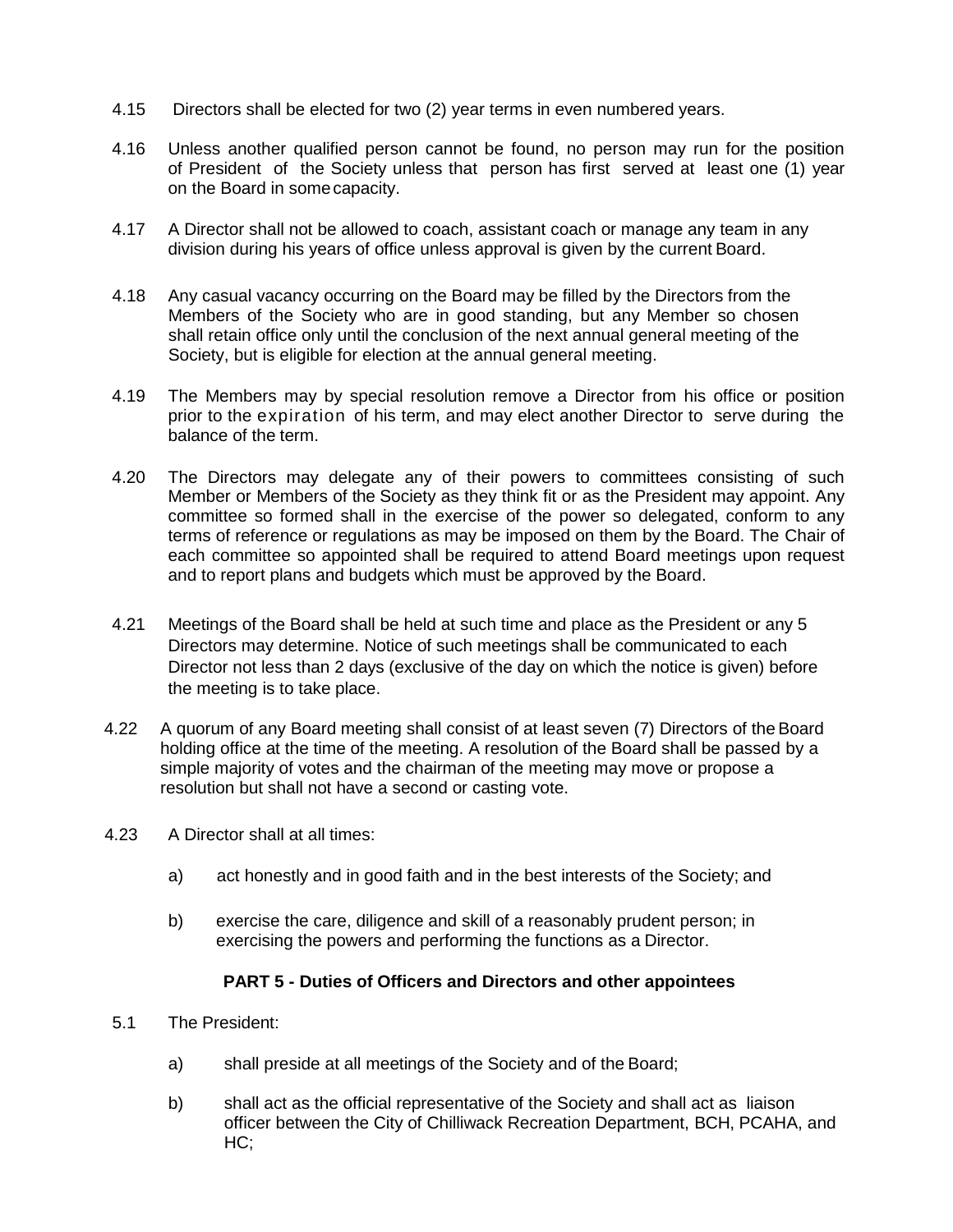4.15 Directors shall be elected for two (2) year terms in even numbered years.

4.16 Unless another qualified person cannot be found, no person may run for the position of President of the Society unless that person has first served at least one (1) year on the Board in some capacity.

4.17 A Director shall not be allowed to coach, assistant coach or manage any team in any division during his years of office unless approval is given by the current Board.

4.18 Any casual vacancy occurring on the Board may be filled by the Directors from the Members of the Society who are in good standing, but any Member so chosen shall retain office only until the conclusion of the next annual general meeting of the Society, but is eligible for election at the annual general meeting.

4.19 The Members may by special resolution remove a Director from his office or position prior to the expiration of his term, and may elect another Director to serve during the balance of the term.

4.20 The Directors may delegate any of their powers to committees consisting of such Member or Members of the Society as they think fit or as the President may appoint. Any committee so formed shall in the exercise of the power so delegated, conform to any terms of reference or regulations as may be imposed on them by the Board. The Chair of each committee so appointed shall be required to attend Board meetings upon request and to report plans and budgets which must be approved by the Board.

4.21 Meetings of the Board shall be held at such time and place as the President or any 5 Directors may determine. Notice of such meetings shall be communicated to each Director not less than 2 days (exclusive of the day on which the notice is given) before the meeting is to take place.

4.22 A quorum of any Board meeting shall consist of at least seven (7) Directors of the Board holding office at the time of the meeting. A resolution of the Board shall be passed by a simple majority of votes and the chairman of the meeting may move or propose a resolution but shall not have a second or casting vote.

4.23 A Director shall at all times:

a) act honestly and in good faith and in the best interests of the Society; and

b) exercise the care, diligence and skill of a reasonably prudent person; in exercising the powers and performing the functions as a Director.

## PART 5 - Duties of Officers and Directors and other appointees

5.1 The President:

a) shall preside at all meetings of the Society and of the Board;

b) shall act as the official representative of the Society and shall act as liaison officer between the City of Chilliwack Recreation Department, BCH, PCAHA, and HC;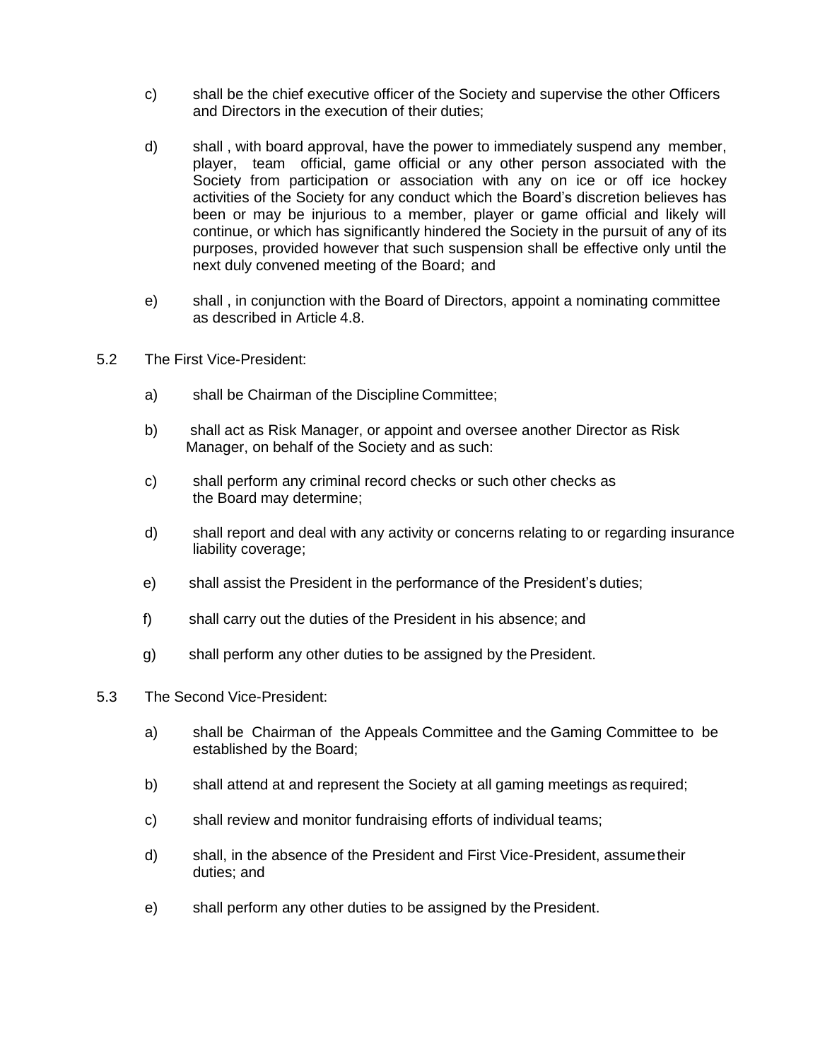c) shall be the chief executive officer of the Society and supervise the other Officers and Directors in the execution of their duties;

d) shall , with board approval, have the power to immediately suspend any member, player, team official, game official or any other person associated with the Society from participation or association with any on ice or off ice hockey activities of the Society for any conduct which the Board's discretion believes has been or may be injurious to a member, player or game official and likely will continue, or which has significantly hindered the Society in the pursuit of any of its purposes, provided however that such suspension shall be effective only until the next duly convened meeting of the Board; and

e) shall , in conjunction with the Board of Directors, appoint a nominating committee as described in Article 4.8.

5.2 The First Vice-President:

a) shall be Chairman of the Discipline Committee;

b) shall act as Risk Manager, or appoint and oversee another Director as Risk Manager, on behalf of the Society and as such:

c) shall perform any criminal record checks or such other checks as the Board may determine;

d) shall report and deal with any activity or concerns relating to or regarding insurance liability coverage;

e) shall assist the President in the performance of the President's duties;

f) shall carry out the duties of the President in his absence; and

g) shall perform any other duties to be assigned by the President.

5.3 The Second Vice-President:

a) shall be Chairman of the Appeals Committee and the Gaming Committee to be established by the Board;

b) shall attend at and represent the Society at all gaming meetings as required;

c) shall review and monitor fundraising efforts of individual teams;

d) shall, in the absence of the President and First Vice-President, assume their duties; and

e) shall perform any other duties to be assigned by the President.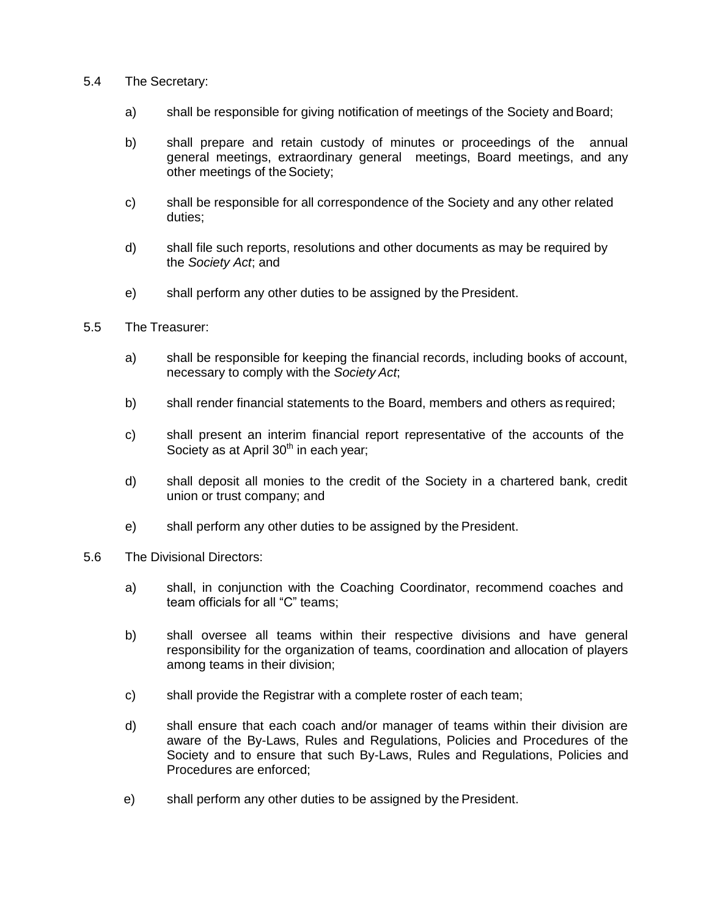5.4 The Secretary:

a) shall be responsible for giving notification of meetings of the Society and Board;

b) shall prepare and retain custody of minutes or proceedings of the annual general meetings, extraordinary general meetings, Board meetings, and any other meetings of the Society;

c) shall be responsible for all correspondence of the Society and any other related duties;

d) shall file such reports, resolutions and other documents as may be required by the *Society Act*; and

e) shall perform any other duties to be assigned by the President.

5.5 The Treasurer:

a) shall be responsible for keeping the financial records, including books of account, necessary to comply with the *Society Act*;

b) shall render financial statements to the Board, members and others as required;

c) shall present an interim financial report representative of the accounts of the Society as at April 30th in each year;

d) shall deposit all monies to the credit of the Society in a chartered bank, credit union or trust company; and

e) shall perform any other duties to be assigned by the President.

5.6 The Divisional Directors:

a) shall, in conjunction with the Coaching Coordinator, recommend coaches and team officials for all "C" teams;

b) shall oversee all teams within their respective divisions and have general responsibility for the organization of teams, coordination and allocation of players among teams in their division;

c) shall provide the Registrar with a complete roster of each team;

d) shall ensure that each coach and/or manager of teams within their division are aware of the By-Laws, Rules and Regulations, Policies and Procedures of the Society and to ensure that such By-Laws, Rules and Regulations, Policies and Procedures are enforced;

e) shall perform any other duties to be assigned by the President.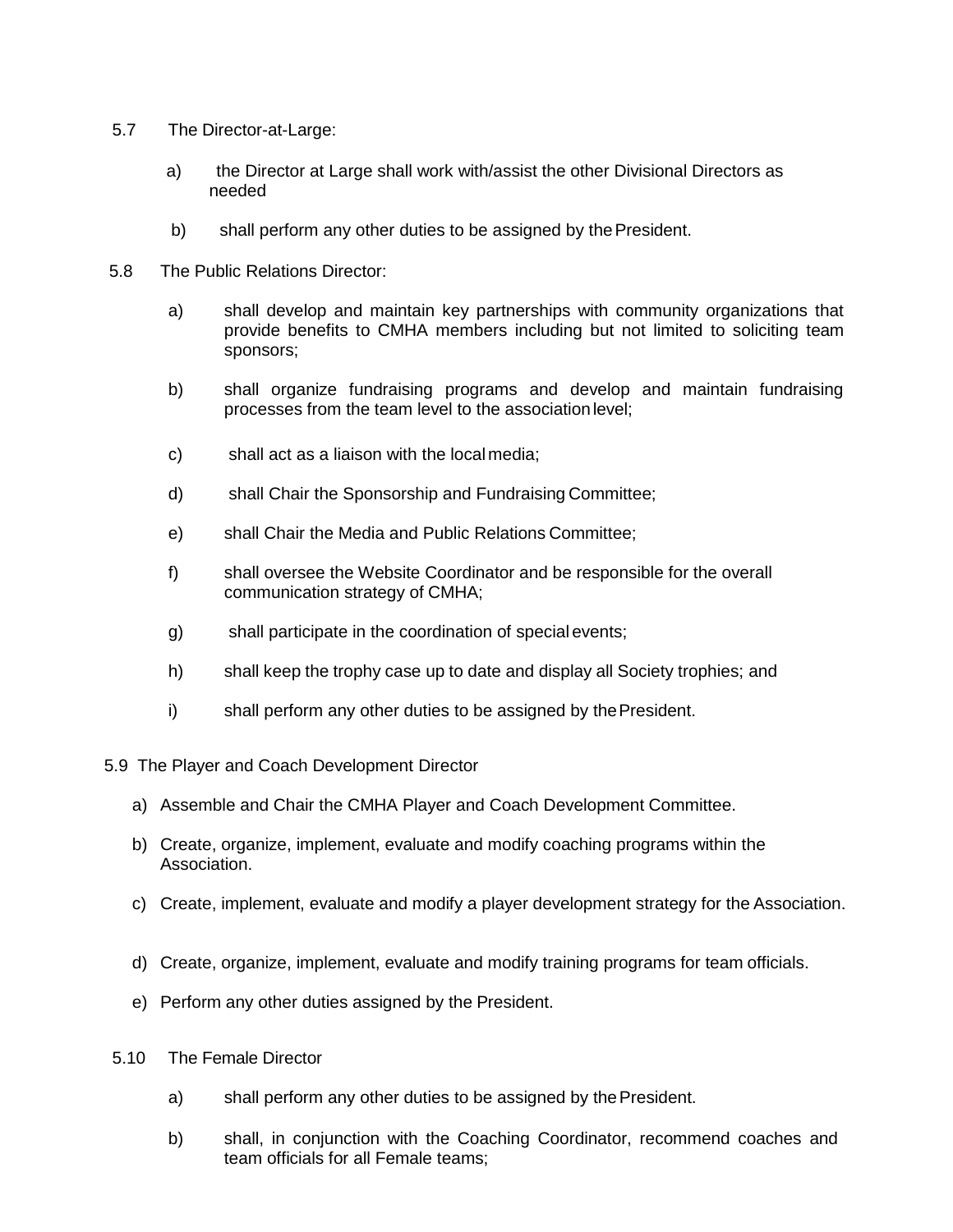5.7 The Director-at-Large:

a) the Director at Large shall work with/assist the other Divisional Directors as needed

b) shall perform any other duties to be assigned by the President.

5.8 The Public Relations Director:

a) shall develop and maintain key partnerships with community organizations that provide benefits to CMHA members including but not limited to soliciting team sponsors;

b) shall organize fundraising programs and develop and maintain fundraising processes from the team level to the association level;

c) shall act as a liaison with the local media;

d) shall Chair the Sponsorship and Fundraising Committee;

e) shall Chair the Media and Public Relations Committee;

f) shall oversee the Website Coordinator and be responsible for the overall communication strategy of CMHA;

g) shall participate in the coordination of special events;

h) shall keep the trophy case up to date and display all Society trophies; and

i) shall perform any other duties to be assigned by the President.

5.9 The Player and Coach Development Director

a) Assemble and Chair the CMHA Player and Coach Development Committee.

b) Create, organize, implement, evaluate and modify coaching programs within the Association.

c) Create, implement, evaluate and modify a player development strategy for the Association.

d) Create, organize, implement, evaluate and modify training programs for team officials.

e) Perform any other duties assigned by the President.

5.10 The Female Director

a) shall perform any other duties to be assigned by the President.

b) shall, in conjunction with the Coaching Coordinator, recommend coaches and team officials for all Female teams;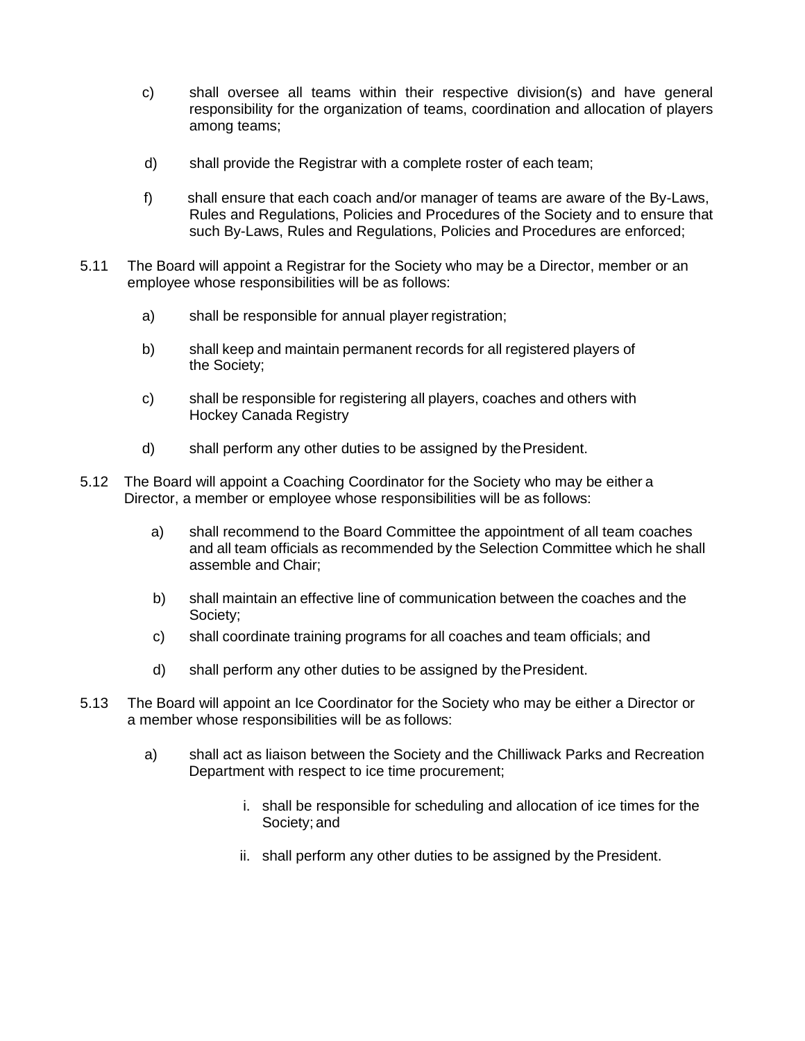c) shall oversee all teams within their respective division(s) and have general responsibility for the organization of teams, coordination and allocation of players among teams;

d) shall provide the Registrar with a complete roster of each team;

f) shall ensure that each coach and/or manager of teams are aware of the By-Laws, Rules and Regulations, Policies and Procedures of the Society and to ensure that such By-Laws, Rules and Regulations, Policies and Procedures are enforced;

5.11 The Board will appoint a Registrar for the Society who may be a Director, member or an employee whose responsibilities will be as follows:

a) shall be responsible for annual player registration;

b) shall keep and maintain permanent records for all registered players of the Society;

c) shall be responsible for registering all players, coaches and others with Hockey Canada Registry

d) shall perform any other duties to be assigned by the President.

5.12 The Board will appoint a Coaching Coordinator for the Society who may be either a Director, a member or employee whose responsibilities will be as follows:

a) shall recommend to the Board Committee the appointment of all team coaches and all team officials as recommended by the Selection Committee which he shall assemble and Chair;

b) shall maintain an effective line of communication between the coaches and the Society;

c) shall coordinate training programs for all coaches and team officials; and

d) shall perform any other duties to be assigned by the President.

5.13 The Board will appoint an Ice Coordinator for the Society who may be either a Director or a member whose responsibilities will be as follows:

a) shall act as liaison between the Society and the Chilliwack Parks and Recreation Department with respect to ice time procurement;

i. shall be responsible for scheduling and allocation of ice times for the Society; and

ii. shall perform any other duties to be assigned by the President.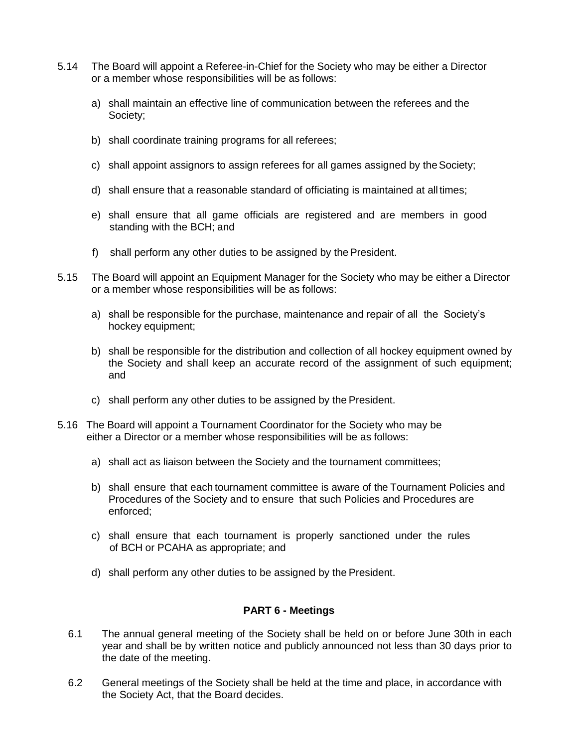5.14 The Board will appoint a Referee-in-Chief for the Society who may be either a Director or a member whose responsibilities will be as follows:

a) shall maintain an effective line of communication between the referees and the Society;

b) shall coordinate training programs for all referees;

c) shall appoint assignors to assign referees for all games assigned by the Society;

d) shall ensure that a reasonable standard of officiating is maintained at all times;

e) shall ensure that all game officials are registered and are members in good standing with the BCH; and

f) shall perform any other duties to be assigned by the President.

5.15 The Board will appoint an Equipment Manager for the Society who may be either a Director or a member whose responsibilities will be as follows:

a) shall be responsible for the purchase, maintenance and repair of all the Society's hockey equipment;

b) shall be responsible for the distribution and collection of all hockey equipment owned by the Society and shall keep an accurate record of the assignment of such equipment; and

c) shall perform any other duties to be assigned by the President.

5.16 The Board will appoint a Tournament Coordinator for the Society who may be either a Director or a member whose responsibilities will be as follows:

a) shall act as liaison between the Society and the tournament committees;

b) shall ensure that each tournament committee is aware of the Tournament Policies and Procedures of the Society and to ensure that such Policies and Procedures are enforced;

c) shall ensure that each tournament is properly sanctioned under the rules of BCH or PCAHA as appropriate; and

d) shall perform any other duties to be assigned by the President.

## PART 6 - Meetings

6.1 The annual general meeting of the Society shall be held on or before June 30th in each year and shall be by written notice and publicly announced not less than 30 days prior to the date of the meeting.

6.2 General meetings of the Society shall be held at the time and place, in accordance with the Society Act, that the Board decides.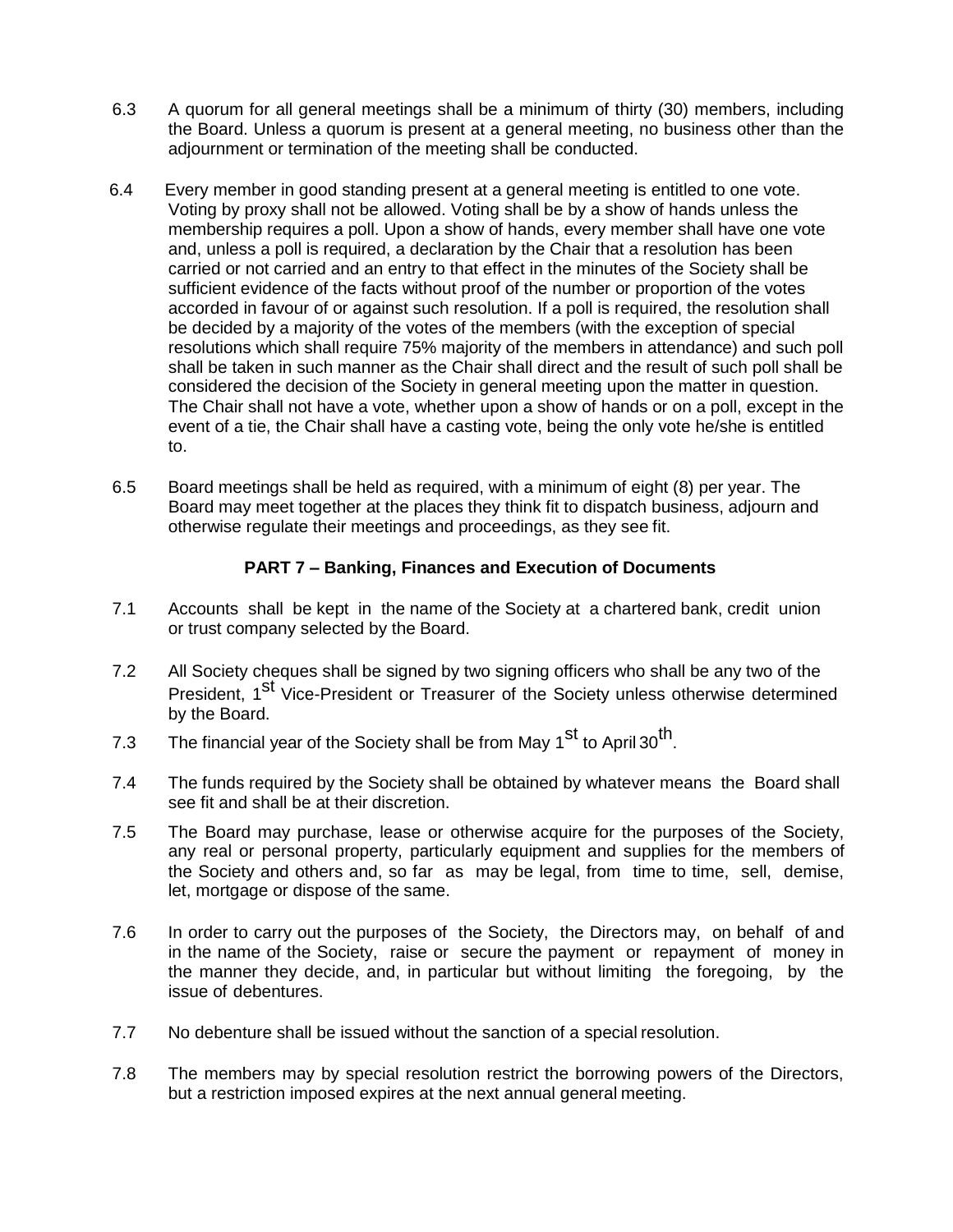6.3 A quorum for all general meetings shall be a minimum of thirty (30) members, including the Board. Unless a quorum is present at a general meeting, no business other than the adjournment or termination of the meeting shall be conducted.

6.4 Every member in good standing present at a general meeting is entitled to one vote. Voting by proxy shall not be allowed. Voting shall be by a show of hands unless the membership requires a poll. Upon a show of hands, every member shall have one vote and, unless a poll is required, a declaration by the Chair that a resolution has been carried or not carried and an entry to that effect in the minutes of the Society shall be sufficient evidence of the facts without proof of the number or proportion of the votes accorded in favour of or against such resolution. If a poll is required, the resolution shall be decided by a majority of the votes of the members (with the exception of special resolutions which shall require 75% majority of the members in attendance) and such poll shall be taken in such manner as the Chair shall direct and the result of such poll shall be considered the decision of the Society in general meeting upon the matter in question. The Chair shall not have a vote, whether upon a show of hands or on a poll, except in the event of a tie, the Chair shall have a casting vote, being the only vote he/she is entitled to.

6.5 Board meetings shall be held as required, with a minimum of eight (8) per year. The Board may meet together at the places they think fit to dispatch business, adjourn and otherwise regulate their meetings and proceedings, as they see fit.

## PART 7 – Banking, Finances and Execution of Documents

7.1 Accounts shall be kept in the name of the Society at a chartered bank, credit union or trust company selected by the Board.

7.2 All Society cheques shall be signed by two signing officers who shall be any two of the President, 1st Vice-President or Treasurer of the Society unless otherwise determined by the Board.

7.3 The financial year of the Society shall be from May 1st to April 30th.

7.4 The funds required by the Society shall be obtained by whatever means the Board shall see fit and shall be at their discretion.

7.5 The Board may purchase, lease or otherwise acquire for the purposes of the Society, any real or personal property, particularly equipment and supplies for the members of the Society and others and, so far as may be legal, from time to time, sell, demise, let, mortgage or dispose of the same.

7.6 In order to carry out the purposes of the Society, the Directors may, on behalf of and in the name of the Society, raise or secure the payment or repayment of money in the manner they decide, and, in particular but without limiting the foregoing, by the issue of debentures.

7.7 No debenture shall be issued without the sanction of a special resolution.

7.8 The members may by special resolution restrict the borrowing powers of the Directors, but a restriction imposed expires at the next annual general meeting.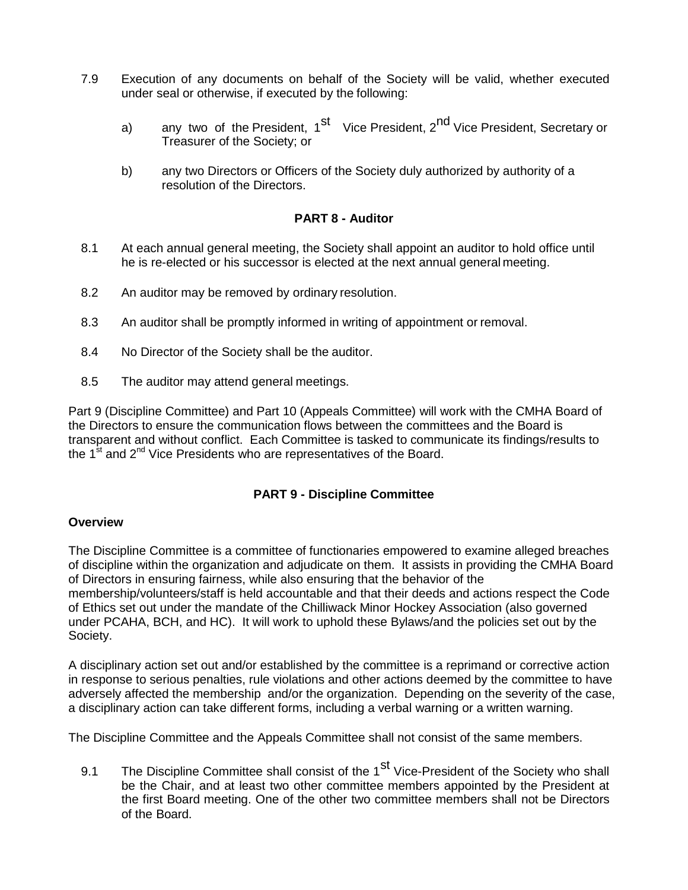7.9 Execution of any documents on behalf of the Society will be valid, whether executed under seal or otherwise, if executed by the following:

a) any two of the President, 1st Vice President, 2nd Vice President, Secretary or Treasurer of the Society; or

b) any two Directors or Officers of the Society duly authorized by authority of a resolution of the Directors.

## PART 8 - Auditor

8.1 At each annual general meeting, the Society shall appoint an auditor to hold office until he is re-elected or his successor is elected at the next annual general meeting.

8.2 An auditor may be removed by ordinary resolution.

8.3 An auditor shall be promptly informed in writing of appointment or removal.

8.4 No Director of the Society shall be the auditor.

8.5 The auditor may attend general meetings.

Part 9 (Discipline Committee) and Part 10 (Appeals Committee) will work with the CMHA Board of the Directors to ensure the communication flows between the committees and the Board is transparent and without conflict. Each Committee is tasked to communicate its findings/results to the 1st and 2nd Vice Presidents who are representatives of the Board.

## PART 9 - Discipline Committee

**Overview**

The Discipline Committee is a committee of functionaries empowered to examine alleged breaches of discipline within the organization and adjudicate on them. It assists in providing the CMHA Board of Directors in ensuring fairness, while also ensuring that the behavior of the membership/volunteers/staff is held accountable and that their deeds and actions respect the Code of Ethics set out under the mandate of the Chilliwack Minor Hockey Association (also governed under PCAHA, BCH, and HC). It will work to uphold these Bylaws/and the policies set out by the Society.

A disciplinary action set out and/or established by the committee is a reprimand or corrective action in response to serious penalties, rule violations and other actions deemed by the committee to have adversely affected the membership and/or the organization. Depending on the severity of the case, a disciplinary action can take different forms, including a verbal warning or a written warning.

The Discipline Committee and the Appeals Committee shall not consist of the same members.

9.1 The Discipline Committee shall consist of the 1st Vice-President of the Society who shall be the Chair, and at least two other committee members appointed by the President at the first Board meeting. One of the other two committee members shall not be Directors of the Board.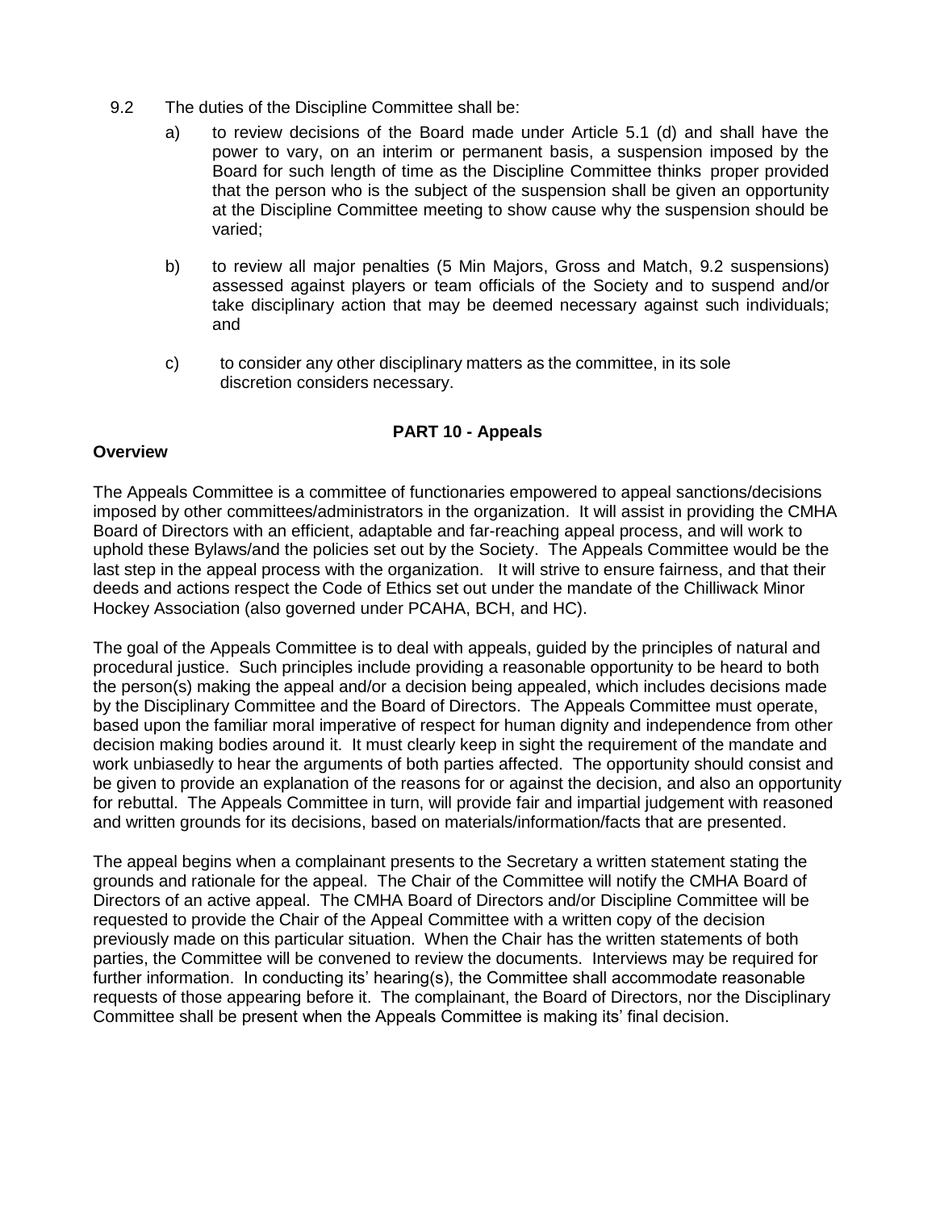9.2 The duties of the Discipline Committee shall be:

a) to review decisions of the Board made under Article 5.1 (d) and shall have the power to vary, on an interim or permanent basis, a suspension imposed by the Board for such length of time as the Discipline Committee thinks proper provided that the person who is the subject of the suspension shall be given an opportunity at the Discipline Committee meeting to show cause why the suspension should be varied;

b) to review all major penalties (5 Min Majors, Gross and Match, 9.2 suspensions) assessed against players or team officials of the Society and to suspend and/or take disciplinary action that may be deemed necessary against such individuals; and

c) to consider any other disciplinary matters as the committee, in its sole discretion considers necessary.

## PART 10 - Appeals

**Overview**

The Appeals Committee is a committee of functionaries empowered to appeal sanctions/decisions imposed by other committees/administrators in the organization. It will assist in providing the CMHA Board of Directors with an efficient, adaptable and far-reaching appeal process, and will work to uphold these Bylaws/and the policies set out by the Society. The Appeals Committee would be the last step in the appeal process with the organization. It will strive to ensure fairness, and that their deeds and actions respect the Code of Ethics set out under the mandate of the Chilliwack Minor Hockey Association (also governed under PCAHA, BCH, and HC).

The goal of the Appeals Committee is to deal with appeals, guided by the principles of natural and procedural justice. Such principles include providing a reasonable opportunity to be heard to both the person(s) making the appeal and/or a decision being appealed, which includes decisions made by the Disciplinary Committee and the Board of Directors. The Appeals Committee must operate, based upon the familiar moral imperative of respect for human dignity and independence from other decision making bodies around it. It must clearly keep in sight the requirement of the mandate and work unbiasedly to hear the arguments of both parties affected. The opportunity should consist and be given to provide an explanation of the reasons for or against the decision, and also an opportunity for rebuttal. The Appeals Committee in turn, will provide fair and impartial judgement with reasoned and written grounds for its decisions, based on materials/information/facts that are presented.

The appeal begins when a complainant presents to the Secretary a written statement stating the grounds and rationale for the appeal. The Chair of the Committee will notify the CMHA Board of Directors of an active appeal. The CMHA Board of Directors and/or Discipline Committee will be requested to provide the Chair of the Appeal Committee with a written copy of the decision previously made on this particular situation. When the Chair has the written statements of both parties, the Committee will be convened to review the documents. Interviews may be required for further information. In conducting its' hearing(s), the Committee shall accommodate reasonable requests of those appearing before it. The complainant, the Board of Directors, nor the Disciplinary Committee shall be present when the Appeals Committee is making its' final decision.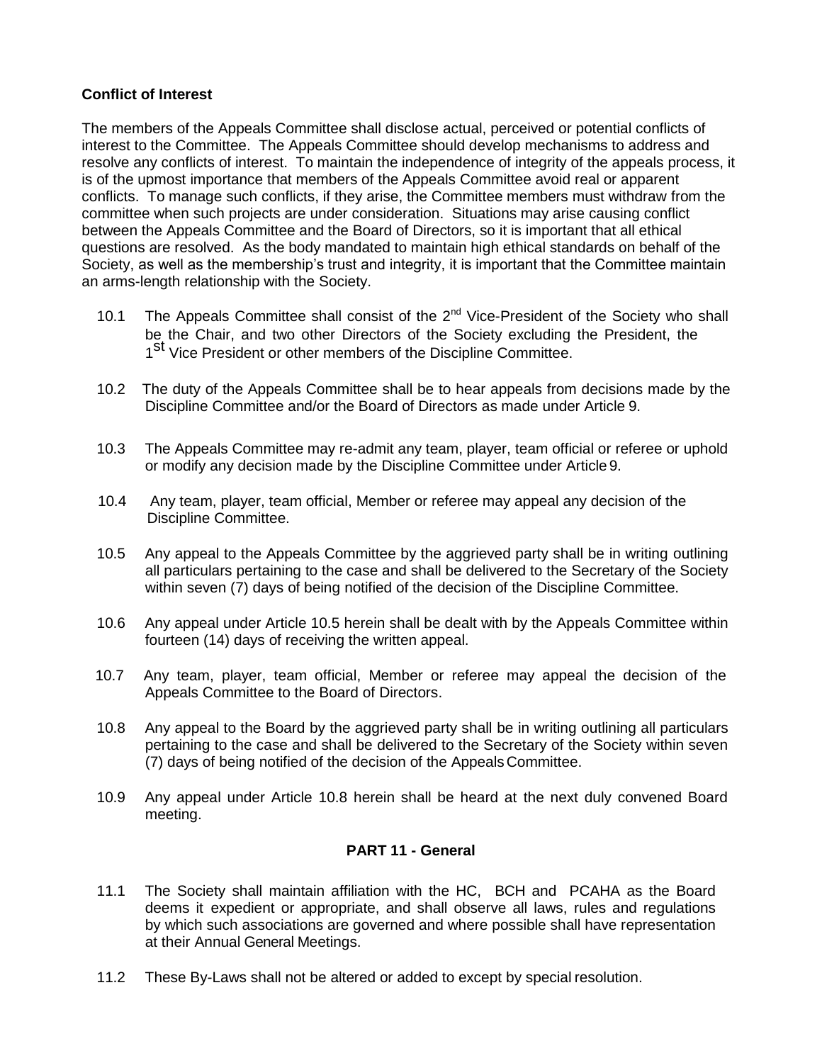**Conflict of Interest**

The members of the Appeals Committee shall disclose actual, perceived or potential conflicts of interest to the Committee. The Appeals Committee should develop mechanisms to address and resolve any conflicts of interest. To maintain the independence of integrity of the appeals process, it is of the upmost importance that members of the Appeals Committee avoid real or apparent conflicts. To manage such conflicts, if they arise, the Committee members must withdraw from the committee when such projects are under consideration. Situations may arise causing conflict between the Appeals Committee and the Board of Directors, so it is important that all ethical questions are resolved. As the body mandated to maintain high ethical standards on behalf of the Society, as well as the membership's trust and integrity, it is important that the Committee maintain an arms-length relationship with the Society.

10.1 The Appeals Committee shall consist of the 2nd Vice-President of the Society who shall be the Chair, and two other Directors of the Society excluding the President, the 1st Vice President or other members of the Discipline Committee.

10.2 The duty of the Appeals Committee shall be to hear appeals from decisions made by the Discipline Committee and/or the Board of Directors as made under Article 9.

10.3 The Appeals Committee may re-admit any team, player, team official or referee or uphold or modify any decision made by the Discipline Committee under Article 9.

10.4 Any team, player, team official, Member or referee may appeal any decision of the Discipline Committee.

10.5 Any appeal to the Appeals Committee by the aggrieved party shall be in writing outlining all particulars pertaining to the case and shall be delivered to the Secretary of the Society within seven (7) days of being notified of the decision of the Discipline Committee.

10.6 Any appeal under Article 10.5 herein shall be dealt with by the Appeals Committee within fourteen (14) days of receiving the written appeal.

10.7 Any team, player, team official, Member or referee may appeal the decision of the Appeals Committee to the Board of Directors.

10.8 Any appeal to the Board by the aggrieved party shall be in writing outlining all particulars pertaining to the case and shall be delivered to the Secretary of the Society within seven (7) days of being notified of the decision of the Appeals Committee.

10.9 Any appeal under Article 10.8 herein shall be heard at the next duly convened Board meeting.

## PART 11 - General

11.1 The Society shall maintain affiliation with the HC, BCH and PCAHA as the Board deems it expedient or appropriate, and shall observe all laws, rules and regulations by which such associations are governed and where possible shall have representation at their Annual General Meetings.

11.2 These By-Laws shall not be altered or added to except by special resolution.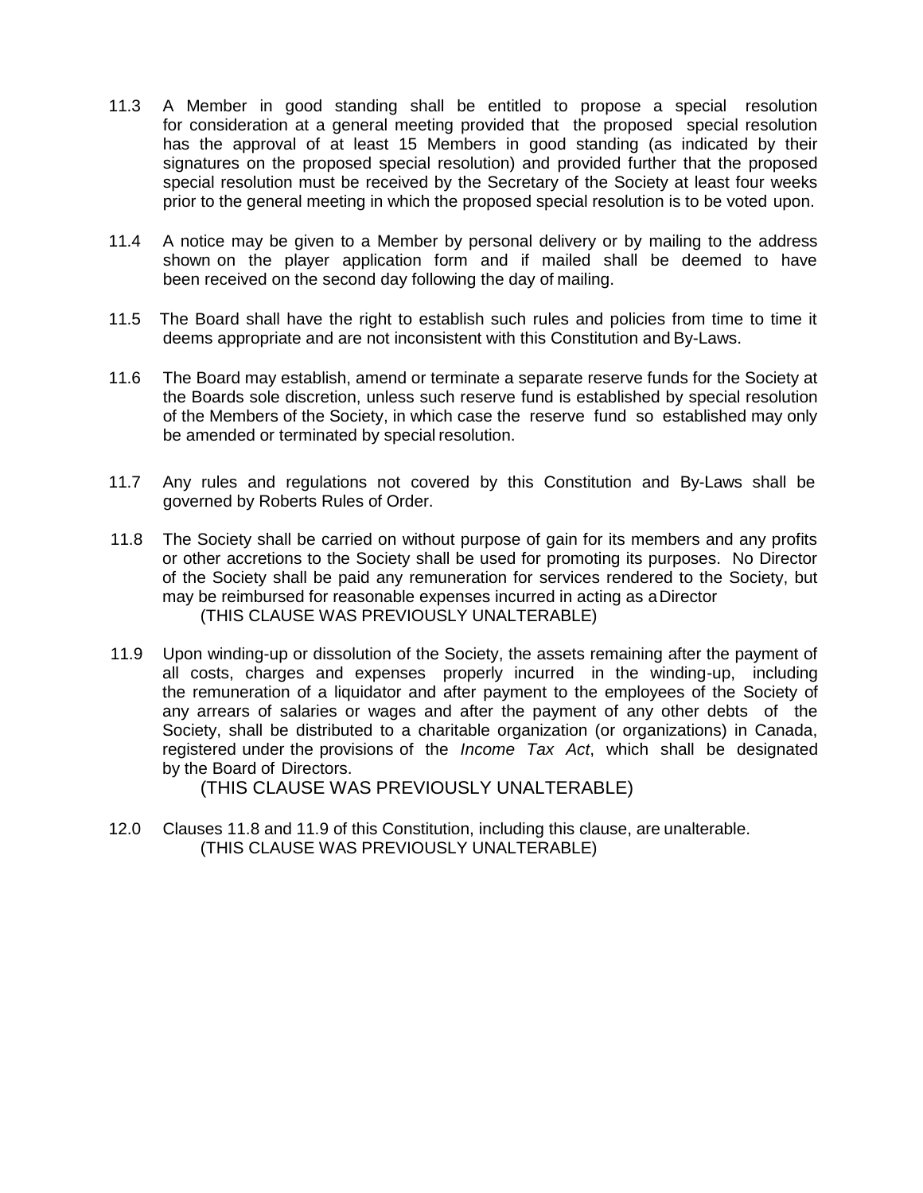11.3 A Member in good standing shall be entitled to propose a special resolution for consideration at a general meeting provided that the proposed special resolution has the approval of at least 15 Members in good standing (as indicated by their signatures on the proposed special resolution) and provided further that the proposed special resolution must be received by the Secretary of the Society at least four weeks prior to the general meeting in which the proposed special resolution is to be voted upon.

11.4 A notice may be given to a Member by personal delivery or by mailing to the address shown on the player application form and if mailed shall be deemed to have been received on the second day following the day of mailing.

11.5 The Board shall have the right to establish such rules and policies from time to time it deems appropriate and are not inconsistent with this Constitution and By-Laws.

11.6 The Board may establish, amend or terminate a separate reserve funds for the Society at the Boards sole discretion, unless such reserve fund is established by special resolution of the Members of the Society, in which case the reserve fund so established may only be amended or terminated by special resolution.

11.7 Any rules and regulations not covered by this Constitution and By-Laws shall be governed by Roberts Rules of Order.

11.8 The Society shall be carried on without purpose of gain for its members and any profits or other accretions to the Society shall be used for promoting its purposes. No Director of the Society shall be paid any remuneration for services rendered to the Society, but may be reimbursed for reasonable expenses incurred in acting as a Director
(THIS CLAUSE WAS PREVIOUSLY UNALTERABLE)

11.9 Upon winding-up or dissolution of the Society, the assets remaining after the payment of all costs, charges and expenses properly incurred in the winding-up, including the remuneration of a liquidator and after payment to the employees of the Society of any arrears of salaries or wages and after the payment of any other debts of the Society, shall be distributed to a charitable organization (or organizations) in Canada, registered under the provisions of the *Income Tax Act*, which shall be designated by the Board of Directors.
(THIS CLAUSE WAS PREVIOUSLY UNALTERABLE)

12.0 Clauses 11.8 and 11.9 of this Constitution, including this clause, are unalterable.
(THIS CLAUSE WAS PREVIOUSLY UNALTERABLE)